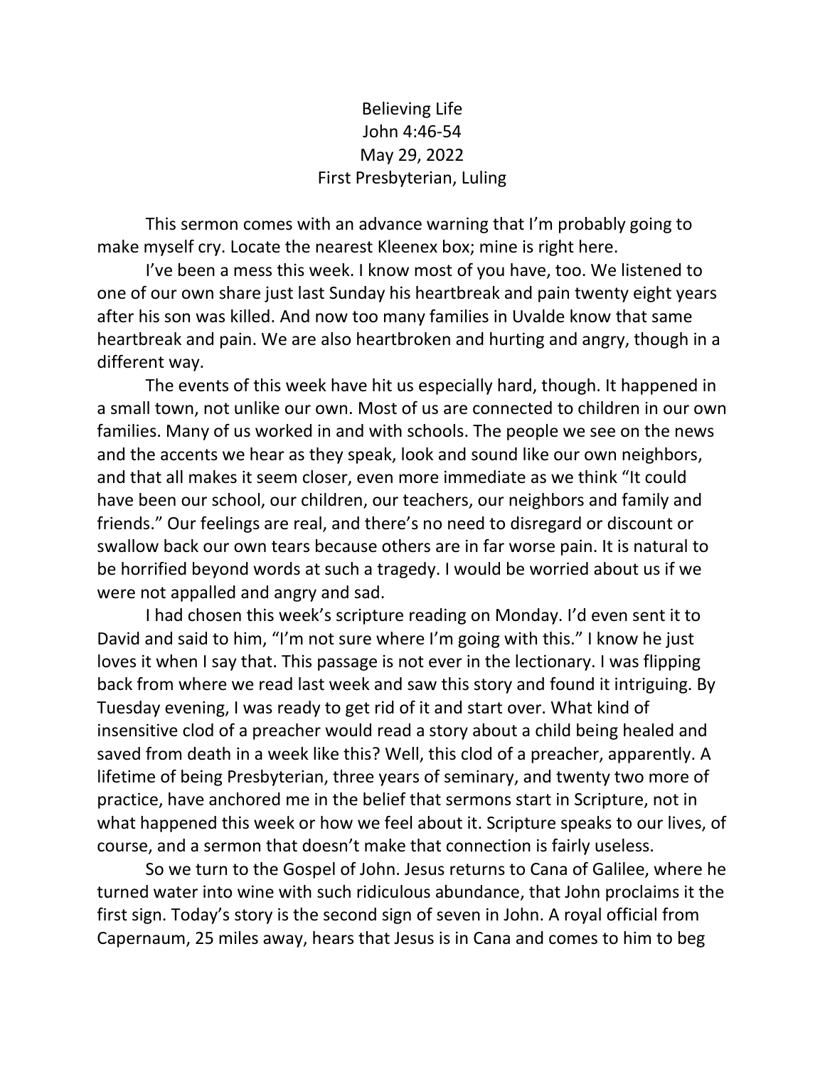# Believing Life

John 4:46-54

May 29, 2022

First Presbyterian, Luling

This sermon comes with an advance warning that I'm probably going to make myself cry. Locate the nearest Kleenex box; mine is right here.

I've been a mess this week. I know most of you have, too. We listened to one of our own share just last Sunday his heartbreak and pain twenty eight years after his son was killed. And now too many families in Uvalde know that same heartbreak and pain. We are also heartbroken and hurting and angry, though in a different way.

The events of this week have hit us especially hard, though. It happened in a small town, not unlike our own. Most of us are connected to children in our own families. Many of us worked in and with schools. The people we see on the news and the accents we hear as they speak, look and sound like our own neighbors, and that all makes it seem closer, even more immediate as we think "It could have been our school, our children, our teachers, our neighbors and family and friends." Our feelings are real, and there's no need to disregard or discount or swallow back our own tears because others are in far worse pain. It is natural to be horrified beyond words at such a tragedy. I would be worried about us if we were not appalled and angry and sad.

I had chosen this week's scripture reading on Monday. I'd even sent it to David and said to him, "I'm not sure where I'm going with this." I know he just loves it when I say that. This passage is not ever in the lectionary. I was flipping back from where we read last week and saw this story and found it intriguing. By Tuesday evening, I was ready to get rid of it and start over. What kind of insensitive clod of a preacher would read a story about a child being healed and saved from death in a week like this? Well, this clod of a preacher, apparently. A lifetime of being Presbyterian, three years of seminary, and twenty two more of practice, have anchored me in the belief that sermons start in Scripture, not in what happened this week or how we feel about it. Scripture speaks to our lives, of course, and a sermon that doesn't make that connection is fairly useless.

So we turn to the Gospel of John. Jesus returns to Cana of Galilee, where he turned water into wine with such ridiculous abundance, that John proclaims it the first sign. Today's story is the second sign of seven in John. A royal official from Capernaum, 25 miles away, hears that Jesus is in Cana and comes to him to beg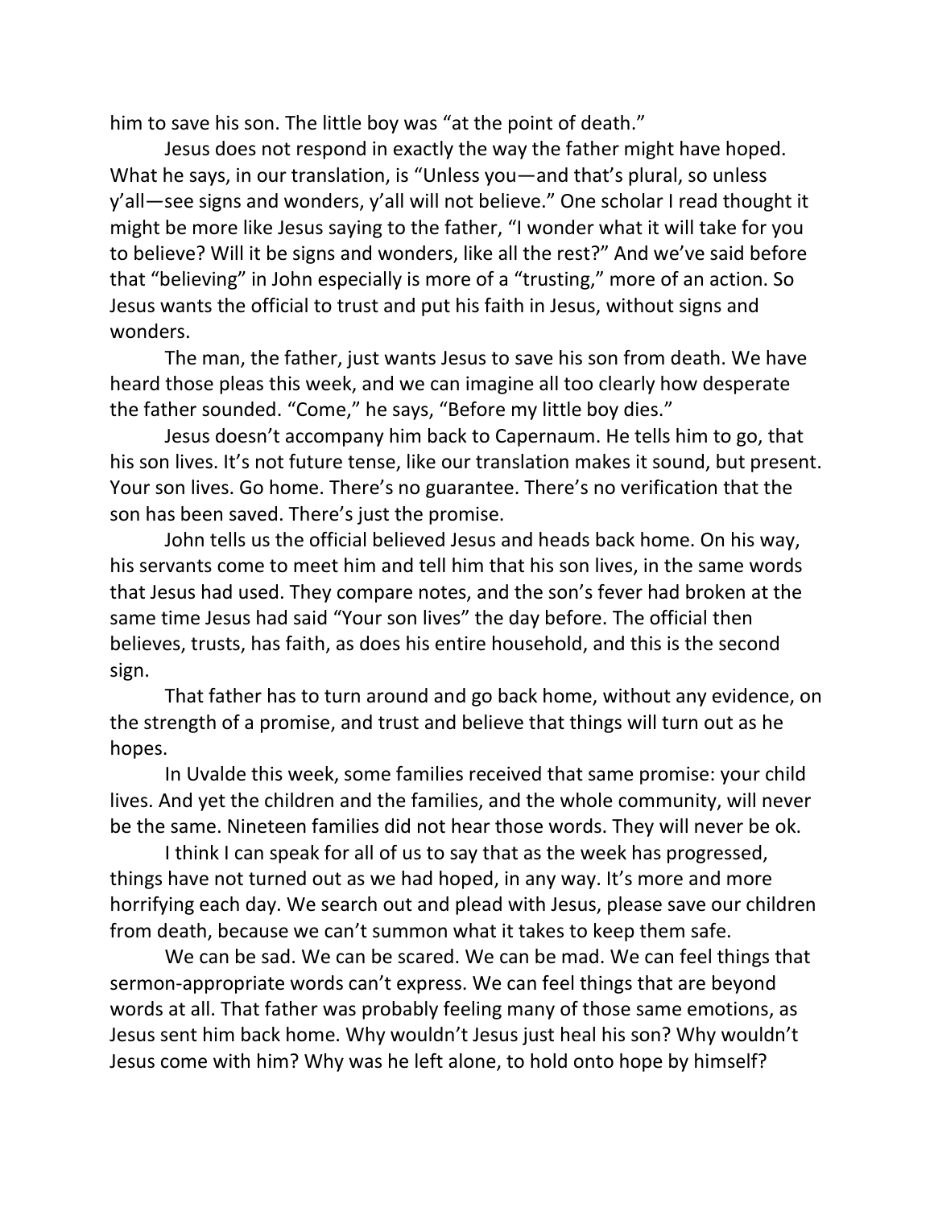him to save his son. The little boy was “at the point of death.”

Jesus does not respond in exactly the way the father might have hoped. What he says, in our translation, is “Unless you—and that’s plural, so unless y’all—see signs and wonders, y’all will not believe.” One scholar I read thought it might be more like Jesus saying to the father, “I wonder what it will take for you to believe? Will it be signs and wonders, like all the rest?” And we’ve said before that “believing” in John especially is more of a “trusting,” more of an action. So Jesus wants the official to trust and put his faith in Jesus, without signs and wonders.

The man, the father, just wants Jesus to save his son from death. We have heard those pleas this week, and we can imagine all too clearly how desperate the father sounded. “Come,” he says, “Before my little boy dies.”

Jesus doesn’t accompany him back to Capernaum. He tells him to go, that his son lives. It’s not future tense, like our translation makes it sound, but present. Your son lives. Go home. There’s no guarantee. There’s no verification that the son has been saved. There’s just the promise.

John tells us the official believed Jesus and heads back home. On his way, his servants come to meet him and tell him that his son lives, in the same words that Jesus had used. They compare notes, and the son’s fever had broken at the same time Jesus had said “Your son lives” the day before. The official then believes, trusts, has faith, as does his entire household, and this is the second sign.

That father has to turn around and go back home, without any evidence, on the strength of a promise, and trust and believe that things will turn out as he hopes.

In Uvalde this week, some families received that same promise: your child lives. And yet the children and the families, and the whole community, will never be the same. Nineteen families did not hear those words. They will never be ok.

I think I can speak for all of us to say that as the week has progressed, things have not turned out as we had hoped, in any way. It’s more and more horrifying each day. We search out and plead with Jesus, please save our children from death, because we can’t summon what it takes to keep them safe.

We can be sad. We can be scared. We can be mad. We can feel things that sermon-appropriate words can’t express. We can feel things that are beyond words at all. That father was probably feeling many of those same emotions, as Jesus sent him back home. Why wouldn’t Jesus just heal his son? Why wouldn’t Jesus come with him? Why was he left alone, to hold onto hope by himself?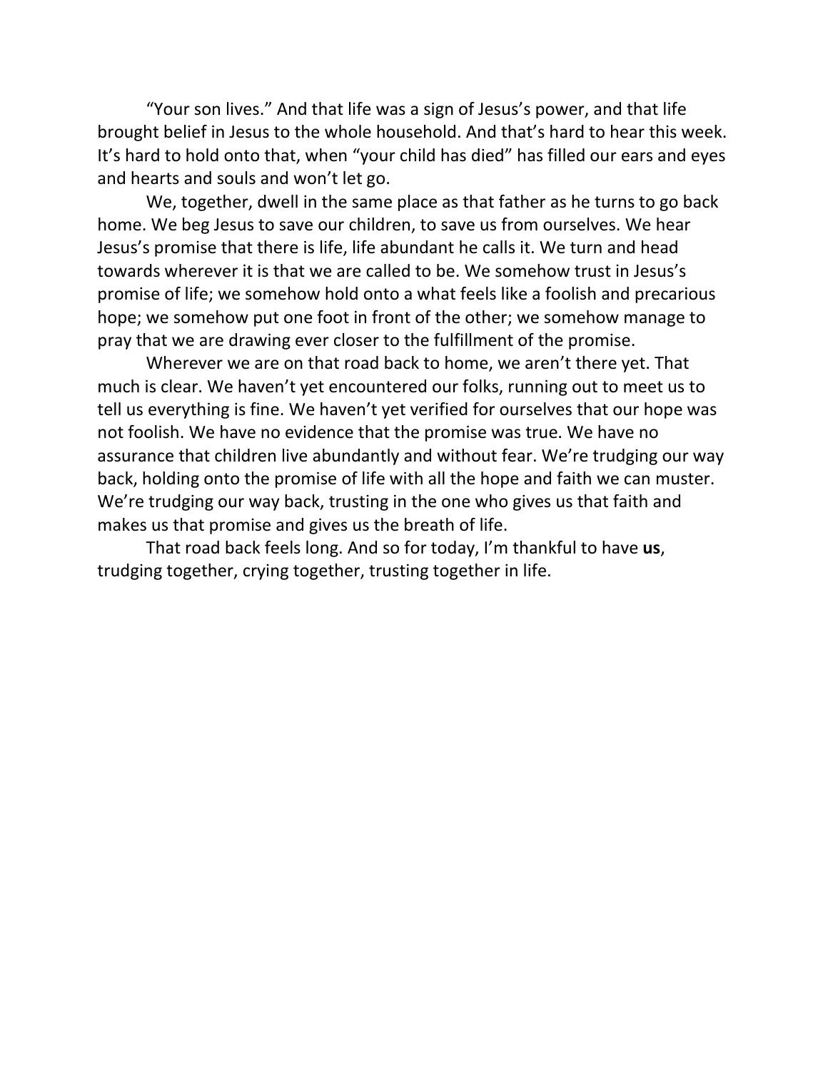"Your son lives." And that life was a sign of Jesus's power, and that life brought belief in Jesus to the whole household. And that's hard to hear this week. It's hard to hold onto that, when "your child has died" has filled our ears and eyes and hearts and souls and won't let go.

We, together, dwell in the same place as that father as he turns to go back home. We beg Jesus to save our children, to save us from ourselves. We hear Jesus's promise that there is life, life abundant he calls it. We turn and head towards wherever it is that we are called to be. We somehow trust in Jesus's promise of life; we somehow hold onto a what feels like a foolish and precarious hope; we somehow put one foot in front of the other; we somehow manage to pray that we are drawing ever closer to the fulfillment of the promise.

Wherever we are on that road back to home, we aren't there yet. That much is clear. We haven't yet encountered our folks, running out to meet us to tell us everything is fine. We haven't yet verified for ourselves that our hope was not foolish. We have no evidence that the promise was true. We have no assurance that children live abundantly and without fear. We're trudging our way back, holding onto the promise of life with all the hope and faith we can muster. We're trudging our way back, trusting in the one who gives us that faith and makes us that promise and gives us the breath of life.

That road back feels long. And so for today, I'm thankful to have **us**, trudging together, crying together, trusting together in life.